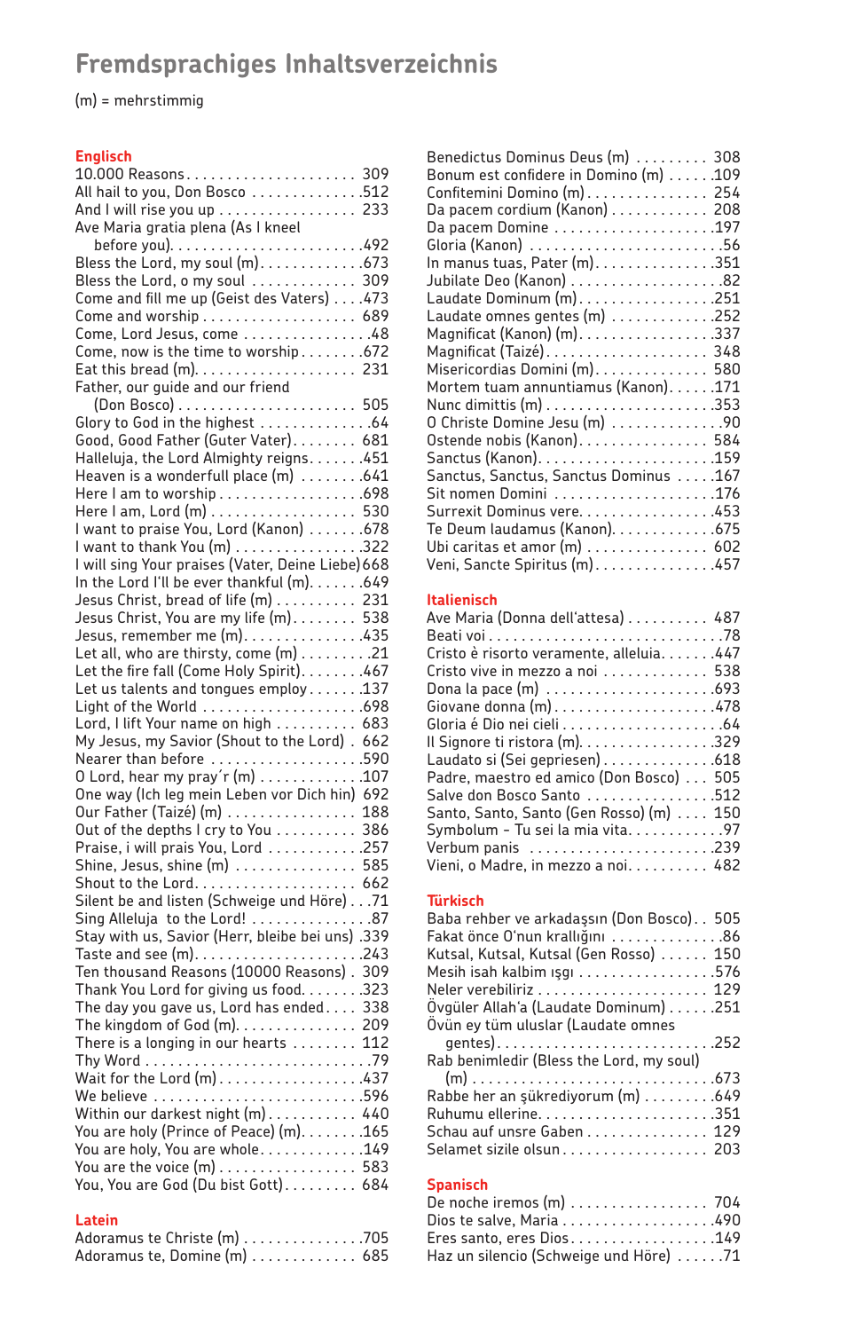# Fremdsprachiges Inhaltsverzeichnis

(m) = mehrstimmig

## Englisch

10.000 Reasons ..... 309
All hail to you, Don Bosco ..... 512
And I will rise you up ..... 233
Ave Maria gratia plena (As I kneel before you) ..... 492
Bless the Lord, my soul (m) ..... 673
Bless the Lord, o my soul ..... 309
Come and fill me up (Geist des Vaters) ..... 473
Come and worship ..... 689
Come, Lord Jesus, come ..... 48
Come, now is the time to worship ..... 672
Eat this bread (m) ..... 231
Father, our guide and our friend (Don Bosco) ..... 505
Glory to God in the highest ..... 64
Good, Good Father (Guter Vater) ..... 681
Halleluja, the Lord Almighty reigns ..... 451
Heaven is a wonderfull place (m) ..... 641
Here I am to worship ..... 698
Here I am, Lord (m) ..... 530
I want to praise You, Lord (Kanon) ..... 678
I want to thank You (m) ..... 322
I will sing Your praises (Vater, Deine Liebe) 668
In the Lord I'll be ever thankful (m) ..... 649
Jesus Christ, bread of life (m) ..... 231
Jesus Christ, You are my life (m) ..... 538
Jesus, remember me (m) ..... 435
Let all, who are thirsty, come (m) ..... 21
Let the fire fall (Come Holy Spirit) ..... 467
Let us talents and tongues employ ..... 137
Light of the World ..... 698
Lord, I lift Your name on high ..... 683
My Jesus, my Savior (Shout to the Lord) . 662
Nearer than before ..... 590
O Lord, hear my pray´r (m) ..... 107
One way (Ich leg mein Leben vor Dich hin) 692
Our Father (Taizé) (m) ..... 188
Out of the depths I cry to You ..... 386
Praise, i will prais You, Lord ..... 257
Shine, Jesus, shine (m) ..... 585
Shout to the Lord ..... 662
Silent be and listen (Schweige und Höre) ..... 71
Sing Alleluja to the Lord! ..... 87
Stay with us, Savior (Herr, bleibe bei uns) 339
Taste and see (m) ..... 243
Ten thousand Reasons (10000 Reasons) . 309
Thank You Lord for giving us food ..... 323
The day you gave us, Lord has ended ..... 338
The kingdom of God (m) ..... 209
There is a longing in our hearts ..... 112
Thy Word ..... 79
Wait for the Lord (m) ..... 437
We believe ..... 596
Within our darkest night (m) ..... 440
You are holy (Prince of Peace) (m) ..... 165
You are holy, You are whole ..... 149
You are the voice (m) ..... 583
You, You are God (Du bist Gott) ..... 684

## Latein

Adoramus te Christe (m) ..... 705
Adoramus te, Domine (m) ..... 685
Benedictus Dominus Deus (m) ..... 308
Bonum est confidere in Domino (m) ..... 109
Confitemini Domino (m) ..... 254
Da pacem cordium (Kanon) ..... 208
Da pacem Domine ..... 197
Gloria (Kanon) ..... 56
In manus tuas, Pater (m) ..... 351
Jubilate Deo (Kanon) ..... 82
Laudate Dominum (m) ..... 251
Laudate omnes gentes (m) ..... 252
Magnificat (Kanon) (m) ..... 337
Magnificat (Taizé) ..... 348
Misericordias Domini (m) ..... 580
Mortem tuam annuntiamus (Kanon) ..... 171
Nunc dimittis (m) ..... 353
O Christe Domine Jesu (m) ..... 90
Ostende nobis (Kanon) ..... 584
Sanctus (Kanon) ..... 159
Sanctus, Sanctus, Sanctus Dominus ..... 167
Sit nomen Domini ..... 176
Surrexit Dominus vere ..... 453
Te Deum laudamus (Kanon) ..... 675
Ubi caritas et amor (m) ..... 602
Veni, Sancte Spiritus (m) ..... 457

## Italienisch

Ave Maria (Donna dell'attesa) ..... 487
Beati voi ..... 78
Cristo è risorto veramente, alleluia ..... 447
Cristo vive in mezzo a noi ..... 538
Dona la pace (m) ..... 693
Giovane donna (m) ..... 478
Gloria é Dio nei cieli ..... 64
Il Signore ti ristora (m) ..... 329
Laudato si (Sei gepriesen) ..... 618
Padre, maestro ed amico (Don Bosco) ..... 505
Salve don Bosco Santo ..... 512
Santo, Santo, Santo (Gen Rosso) (m) ..... 150
Symbolum – Tu sei la mia vita ..... 97
Verbum panis ..... 239
Vieni, o Madre, in mezzo a noi ..... 482

## Türkisch

Baba rehber ve arkadaşsın (Don Bosco) .. 505
Fakat önce O'nun krallığını ..... 86
Kutsal, Kutsal, Kutsal (Gen Rosso) ..... 150
Mesih isah kalbim ışgı ..... 576
Neler verebiliriz ..... 129
Övgüler Allah'a (Laudate Dominum) ..... 251
Övün ey tüm uluslar (Laudate omnes gentes) ..... 252
Rab benimledir (Bless the Lord, my soul) (m) ..... 673
Rabbe her an şükrediyorum (m) ..... 649
Ruhumu ellerine ..... 351
Schau auf unsre Gaben ..... 129
Selamet sizile olsun ..... 203

## Spanisch

De noche iremos (m) ..... 704
Dios te salve, Maria ..... 490
Eres santo, eres Dios ..... 149
Haz un silencio (Schweige und Höre) ..... 71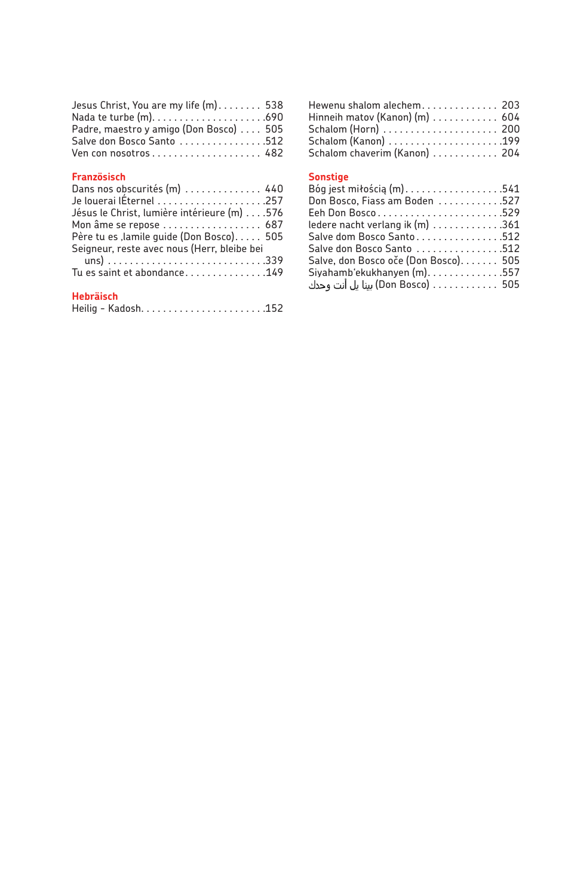Jesus Christ, You are my life (m) . . . . . . . . 538
Nada te turbe (m). . . . . . . . . . . . . . . . . . . . .690
Padre, maestro y amigo (Don Bosco) . . . . 505
Salve don Bosco Santo . . . . . . . . . . . . . . . .512
Ven con nosotros . . . . . . . . . . . . . . . . . . . . 482

## Französisch

Dans nos obscurités (m) . . . . . . . . . . . . . . 440
Je louerai lÉternel . . . . . . . . . . . . . . . . . . . .257
Jésus le Christ, lumière intérieure (m) . . . .576
Mon âme se repose . . . . . . . . . . . . . . . . . . 687
Père tu es ,lamile guide (Don Bosco). . . . . 505
Seigneur, reste avec nous (Herr, bleibe bei uns) . . . . . . . . . . . . . . . . . . . . . . . . . . . . .339
Tu es saint et abondance. . . . . . . . . . . . . . .149

## Hebräisch

Heilig - Kadosh. . . . . . . . . . . . . . . . . . . . . . .152

Hewenu shalom alechem. . . . . . . . . . . . . . 203
Hinneih matov (Kanon) (m) . . . . . . . . . . . . 604
Schalom (Horn) . . . . . . . . . . . . . . . . . . . . . . 200
Schalom (Kanon) . . . . . . . . . . . . . . . . . . . . .199
Schalom chaverim (Kanon) . . . . . . . . . . . . 204

## Sonstige

Bóg jest miłością (m). . . . . . . . . . . . . . . . . .541
Don Bosco, Fiass am Boden . . . . . . . . . . . .527
Eeh Don Bosco . . . . . . . . . . . . . . . . . . . . . . .529
Iedere nacht verlang ik (m) . . . . . . . . . . . . .361
Salve dom Bosco Santo . . . . . . . . . . . . . . . .512
Salve don Bosco Santo . . . . . . . . . . . . . . . .512
Salve, don Bosco oče (Don Bosco). . . . . . . 505
Siyahamb'ekukhanyen (m). . . . . . . . . . . . . .557
بينا لي أنت وحدك (Don Bosco) . . . . . . . . . . . . 505